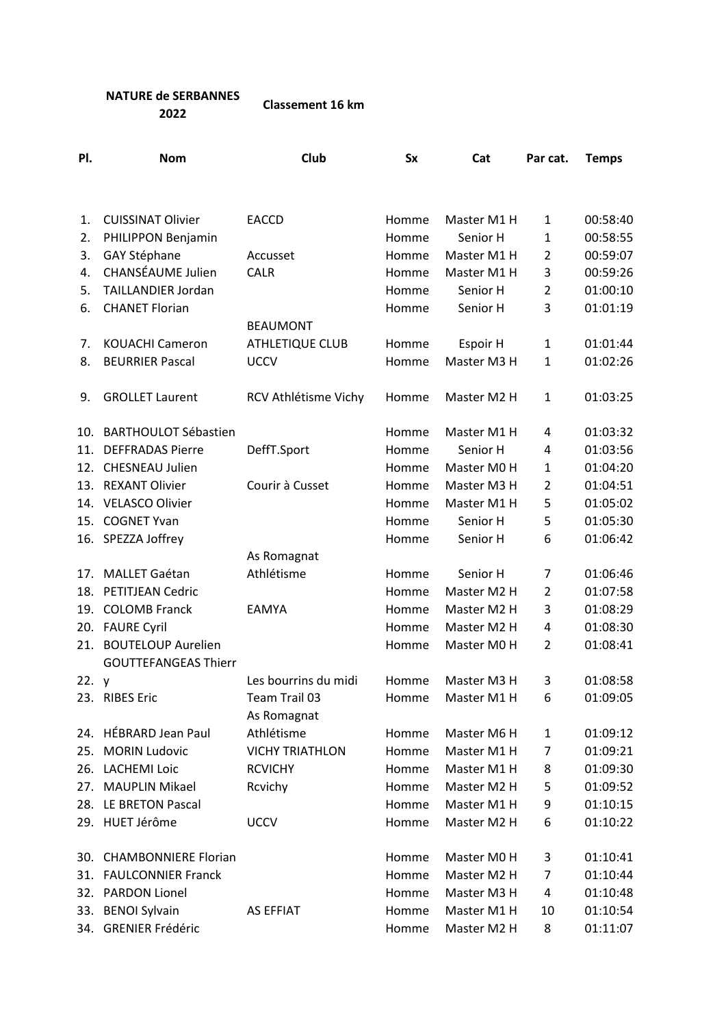**NATURE de SERBANNES 2022**

**Classement 16 km**

| Pl. | Nom | Club | Sx | Cat | Par cat. | Temps |
|---|---|---|---|---|---|---|
| 1. | CUISSINAT Olivier | EACCD | Homme | Master M1 H | 1 | 00:58:40 |
| 2. | PHILIPPON Benjamin | | Homme | Senior H | 1 | 00:58:55 |
| 3. | GAY Stéphane | Accusset | Homme | Master M1 H | 2 | 00:59:07 |
| 4. | CHANSÉAUME Julien | CALR | Homme | Master M1 H | 3 | 00:59:26 |
| 5. | TAILLANDIER Jordan | | Homme | Senior H | 2 | 01:00:10 |
| 6. | CHANET Florian | | Homme | Senior H | 3 | 01:01:19 |
| 7. | KOUACHI Cameron | BEAUMONT ATHLETIQUE CLUB | Homme | Espoir H | 1 | 01:01:44 |
| 8. | BEURRIER Pascal | UCCV | Homme | Master M3 H | 1 | 01:02:26 |
| 9. | GROLLET Laurent | RCV Athlétisme Vichy | Homme | Master M2 H | 1 | 01:03:25 |
| 10. | BARTHOULOT Sébastien | | Homme | Master M1 H | 4 | 01:03:32 |
| 11. | DEFFRADAS Pierre | DeffT.Sport | Homme | Senior H | 4 | 01:03:56 |
| 12. | CHESNEAU Julien | | Homme | Master M0 H | 1 | 01:04:20 |
| 13. | REXANT Olivier | Courir à Cusset | Homme | Master M3 H | 2 | 01:04:51 |
| 14. | VELASCO Olivier | | Homme | Master M1 H | 5 | 01:05:02 |
| 15. | COGNET Yvan | | Homme | Senior H | 5 | 01:05:30 |
| 16. | SPEZZA Joffrey | | Homme | Senior H | 6 | 01:06:42 |
| 17. | MALLET Gaétan | As Romagnat Athlétisme | Homme | Senior H | 7 | 01:06:46 |
| 18. | PETITJEAN Cedric | | Homme | Master M2 H | 2 | 01:07:58 |
| 19. | COLOMB Franck | EAMYA | Homme | Master M2 H | 3 | 01:08:29 |
| 20. | FAURE Cyril | | Homme | Master M2 H | 4 | 01:08:30 |
| 21. | BOUTELOUP Aurelien | | Homme | Master M0 H | 2 | 01:08:41 |
| 22. | GOUTTEFANGEAS Thierry | Les bourrins du midi | Homme | Master M3 H | 3 | 01:08:58 |
| 23. | RIBES Eric | Team Trail 03 | Homme | Master M1 H | 6 | 01:09:05 |
| 24. | HÉBRARD Jean Paul | As Romagnat Athlétisme | Homme | Master M6 H | 1 | 01:09:12 |
| 25. | MORIN Ludovic | VICHY TRIATHLON | Homme | Master M1 H | 7 | 01:09:21 |
| 26. | LACHEMI Loic | RCVICHY | Homme | Master M1 H | 8 | 01:09:30 |
| 27. | MAUPLIN Mikael | Rcvichy | Homme | Master M2 H | 5 | 01:09:52 |
| 28. | LE BRETON Pascal | | Homme | Master M1 H | 9 | 01:10:15 |
| 29. | HUET Jérôme | UCCV | Homme | Master M2 H | 6 | 01:10:22 |
| 30. | CHAMBONNIERE Florian | | Homme | Master M0 H | 3 | 01:10:41 |
| 31. | FAULCONNIER Franck | | Homme | Master M2 H | 7 | 01:10:44 |
| 32. | PARDON Lionel | | Homme | Master M3 H | 4 | 01:10:48 |
| 33. | BENOI Sylvain | AS EFFIAT | Homme | Master M1 H | 10 | 01:10:54 |
| 34. | GRENIER Frédéric | | Homme | Master M2 H | 8 | 01:11:07 |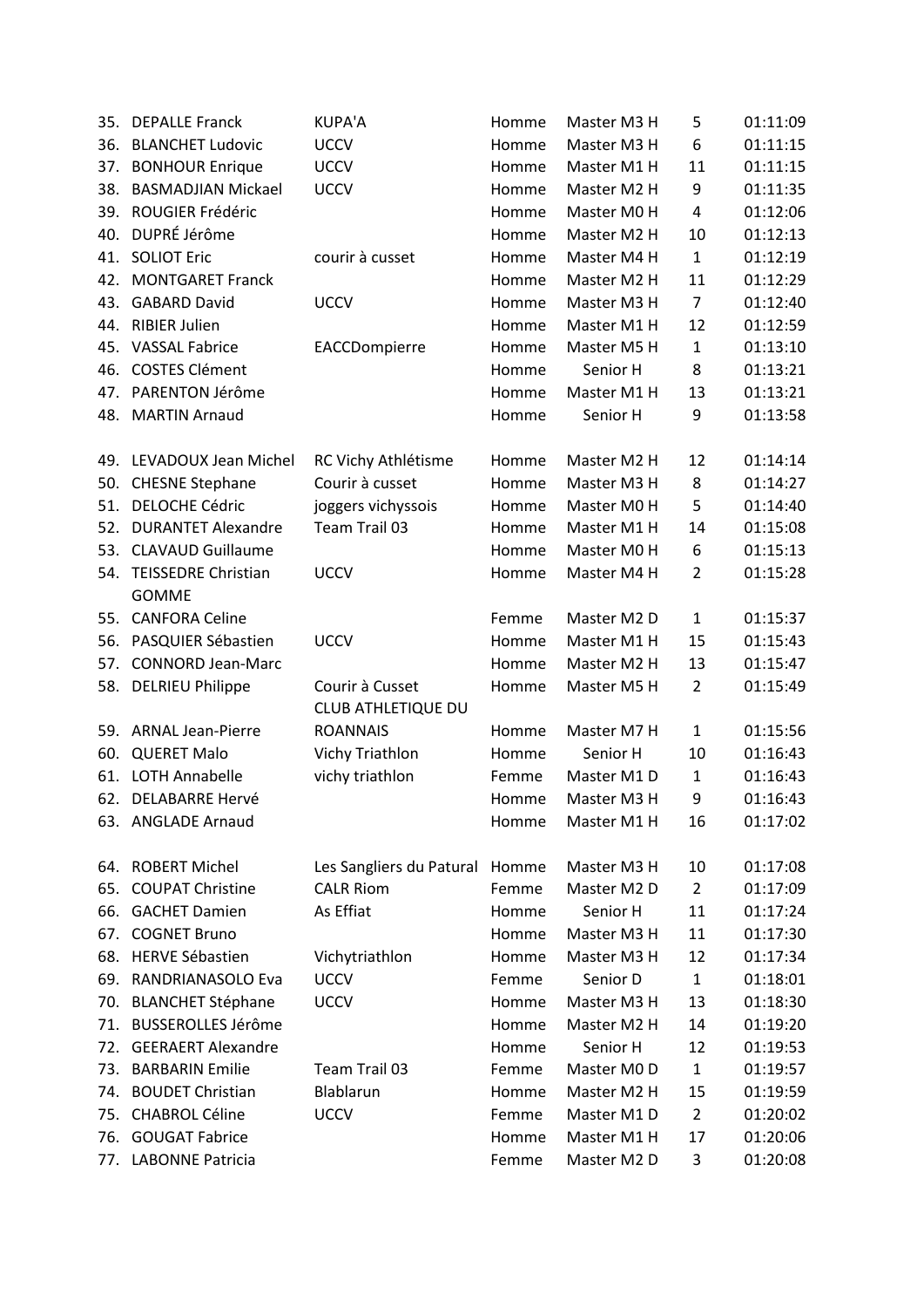| | | | | | | |
|---|---|---|---|---|---|---|
| 35. | DEPALLE Franck | KUPA'A | Homme | Master M3 H | 5 | 01:11:09 |
| 36. | BLANCHET Ludovic | UCCV | Homme | Master M3 H | 6 | 01:11:15 |
| 37. | BONHOUR Enrique | UCCV | Homme | Master M1 H | 11 | 01:11:15 |
| 38. | BASMADJIAN Mickael | UCCV | Homme | Master M2 H | 9 | 01:11:35 |
| 39. | ROUGIER Frédéric | | Homme | Master M0 H | 4 | 01:12:06 |
| 40. | DUPRÉ Jérôme | | Homme | Master M2 H | 10 | 01:12:13 |
| 41. | SOLIOT Eric | courir à cusset | Homme | Master M4 H | 1 | 01:12:19 |
| 42. | MONTGARET Franck | | Homme | Master M2 H | 11 | 01:12:29 |
| 43. | GABARD David | UCCV | Homme | Master M3 H | 7 | 01:12:40 |
| 44. | RIBIER Julien | | Homme | Master M1 H | 12 | 01:12:59 |
| 45. | VASSAL Fabrice | EACCDompierre | Homme | Master M5 H | 1 | 01:13:10 |
| 46. | COSTES Clément | | Homme | Senior H | 8 | 01:13:21 |
| 47. | PARENTON Jérôme | | Homme | Master M1 H | 13 | 01:13:21 |
| 48. | MARTIN Arnaud | | Homme | Senior H | 9 | 01:13:58 |
| 49. | LEVADOUX Jean Michel | RC Vichy Athlétisme | Homme | Master M2 H | 12 | 01:14:14 |
| 50. | CHESNE Stephane | Courir à cusset | Homme | Master M3 H | 8 | 01:14:27 |
| 51. | DELOCHE Cédric | joggers vichyssois | Homme | Master M0 H | 5 | 01:14:40 |
| 52. | DURANTET Alexandre | Team Trail 03 | Homme | Master M1 H | 14 | 01:15:08 |
| 53. | CLAVAUD Guillaume | | Homme | Master M0 H | 6 | 01:15:13 |
| 54. | TEISSEDRE Christian GOMME | UCCV | Homme | Master M4 H | 2 | 01:15:28 |
| 55. | CANFORA Celine | | Femme | Master M2 D | 1 | 01:15:37 |
| 56. | PASQUIER Sébastien | UCCV | Homme | Master M1 H | 15 | 01:15:43 |
| 57. | CONNORD Jean-Marc | | Homme | Master M2 H | 13 | 01:15:47 |
| 58. | DELRIEU Philippe | Courir à Cusset | Homme | Master M5 H | 2 | 01:15:49 |
| 59. | ARNAL Jean-Pierre | CLUB ATHLETIQUE DU ROANNAIS | Homme | Master M7 H | 1 | 01:15:56 |
| 60. | QUERET Malo | Vichy Triathlon | Homme | Senior H | 10 | 01:16:43 |
| 61. | LOTH Annabelle | vichy triathlon | Femme | Master M1 D | 1 | 01:16:43 |
| 62. | DELABARRE Hervé | | Homme | Master M3 H | 9 | 01:16:43 |
| 63. | ANGLADE Arnaud | | Homme | Master M1 H | 16 | 01:17:02 |
| 64. | ROBERT Michel | Les Sangliers du Patural | Homme | Master M3 H | 10 | 01:17:08 |
| 65. | COUPAT Christine | CALR Riom | Femme | Master M2 D | 2 | 01:17:09 |
| 66. | GACHET Damien | As Effiat | Homme | Senior H | 11 | 01:17:24 |
| 67. | COGNET Bruno | | Homme | Master M3 H | 11 | 01:17:30 |
| 68. | HERVE Sébastien | Vichytriathlon | Homme | Master M3 H | 12 | 01:17:34 |
| 69. | RANDRIANASOLO Eva | UCCV | Femme | Senior D | 1 | 01:18:01 |
| 70. | BLANCHET Stéphane | UCCV | Homme | Master M3 H | 13 | 01:18:30 |
| 71. | BUSSEROLLES Jérôme | | Homme | Master M2 H | 14 | 01:19:20 |
| 72. | GEERAERT Alexandre | | Homme | Senior H | 12 | 01:19:53 |
| 73. | BARBARIN Emilie | Team Trail 03 | Femme | Master M0 D | 1 | 01:19:57 |
| 74. | BOUDET Christian | Blablarun | Homme | Master M2 H | 15 | 01:19:59 |
| 75. | CHABROL Céline | UCCV | Femme | Master M1 D | 2 | 01:20:02 |
| 76. | GOUGAT Fabrice | | Homme | Master M1 H | 17 | 01:20:06 |
| 77. | LABONNE Patricia | | Femme | Master M2 D | 3 | 01:20:08 |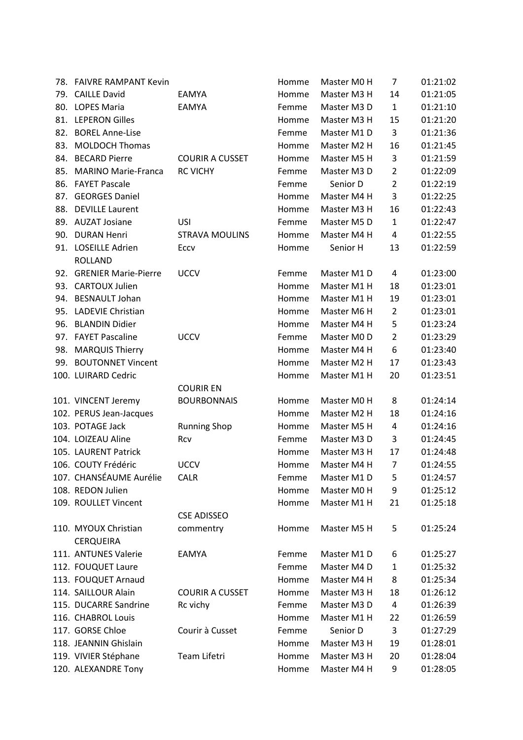| | | | | | | |
|---|---|---|---|---|---|---|
| 78. | FAIVRE RAMPANT Kevin | | Homme | Master M0 H | 7 | 01:21:02 |
| 79. | CAILLE David | EAMYA | Homme | Master M3 H | 14 | 01:21:05 |
| 80. | LOPES Maria | EAMYA | Femme | Master M3 D | 1 | 01:21:10 |
| 81. | LEPERON Gilles | | Homme | Master M3 H | 15 | 01:21:20 |
| 82. | BOREL Anne-Lise | | Femme | Master M1 D | 3 | 01:21:36 |
| 83. | MOLDOCH Thomas | | Homme | Master M2 H | 16 | 01:21:45 |
| 84. | BECARD Pierre | COURIR A CUSSET | Homme | Master M5 H | 3 | 01:21:59 |
| 85. | MARINO Marie-Franca | RC VICHY | Femme | Master M3 D | 2 | 01:22:09 |
| 86. | FAYET Pascale | | Femme | Senior D | 2 | 01:22:19 |
| 87. | GEORGES Daniel | | Homme | Master M4 H | 3 | 01:22:25 |
| 88. | DEVILLE Laurent | | Homme | Master M3 H | 16 | 01:22:43 |
| 89. | AUZAT Josiane | USI | Femme | Master M5 D | 1 | 01:22:47 |
| 90. | DURAN Henri | STRAVA MOULINS | Homme | Master M4 H | 4 | 01:22:55 |
| 91. | LOSEILLE Adrien ROLLAND | Eccv | Homme | Senior H | 13 | 01:22:59 |
| 92. | GRENIER Marie-Pierre | UCCV | Femme | Master M1 D | 4 | 01:23:00 |
| 93. | CARTOUX Julien | | Homme | Master M1 H | 18 | 01:23:01 |
| 94. | BESNAULT Johan | | Homme | Master M1 H | 19 | 01:23:01 |
| 95. | LADEVIE Christian | | Homme | Master M6 H | 2 | 01:23:01 |
| 96. | BLANDIN Didier | | Homme | Master M4 H | 5 | 01:23:24 |
| 97. | FAYET Pascaline | UCCV | Femme | Master M0 D | 2 | 01:23:29 |
| 98. | MARQUIS Thierry | | Homme | Master M4 H | 6 | 01:23:40 |
| 99. | BOUTONNET Vincent | | Homme | Master M2 H | 17 | 01:23:43 |
| 100. | LUIRARD Cedric | | Homme | Master M1 H | 20 | 01:23:51 |
| 101. | VINCENT Jeremy | COURIR EN BOURBONNAIS | Homme | Master M0 H | 8 | 01:24:14 |
| 102. | PERUS Jean-Jacques | | Homme | Master M2 H | 18 | 01:24:16 |
| 103. | POTAGE Jack | Running Shop | Homme | Master M5 H | 4 | 01:24:16 |
| 104. | LOIZEAU Aline | Rcv | Femme | Master M3 D | 3 | 01:24:45 |
| 105. | LAURENT Patrick | | Homme | Master M3 H | 17 | 01:24:48 |
| 106. | COUTY Frédéric | UCCV | Homme | Master M4 H | 7 | 01:24:55 |
| 107. | CHANSÉAUME Aurélie | CALR | Femme | Master M1 D | 5 | 01:24:57 |
| 108. | REDON Julien | | Homme | Master M0 H | 9 | 01:25:12 |
| 109. | ROULLET Vincent | | Homme | Master M1 H | 21 | 01:25:18 |
| 110. | MYOUX Christian CERQUEIRA | CSE ADISSEO commentry | Homme | Master M5 H | 5 | 01:25:24 |
| 111. | ANTUNES Valerie | EAMYA | Femme | Master M1 D | 6 | 01:25:27 |
| 112. | FOUQUET Laure | | Femme | Master M4 D | 1 | 01:25:32 |
| 113. | FOUQUET Arnaud | | Homme | Master M4 H | 8 | 01:25:34 |
| 114. | SAILLOUR Alain | COURIR A CUSSET | Homme | Master M3 H | 18 | 01:26:12 |
| 115. | DUCARRE Sandrine | Rc vichy | Femme | Master M3 D | 4 | 01:26:39 |
| 116. | CHABROL Louis | | Homme | Master M1 H | 22 | 01:26:59 |
| 117. | GORSE Chloe | Courir à Cusset | Femme | Senior D | 3 | 01:27:29 |
| 118. | JEANNIN Ghislain | | Homme | Master M3 H | 19 | 01:28:01 |
| 119. | VIVIER Stéphane | Team Lifetri | Homme | Master M3 H | 20 | 01:28:04 |
| 120. | ALEXANDRE Tony | | Homme | Master M4 H | 9 | 01:28:05 |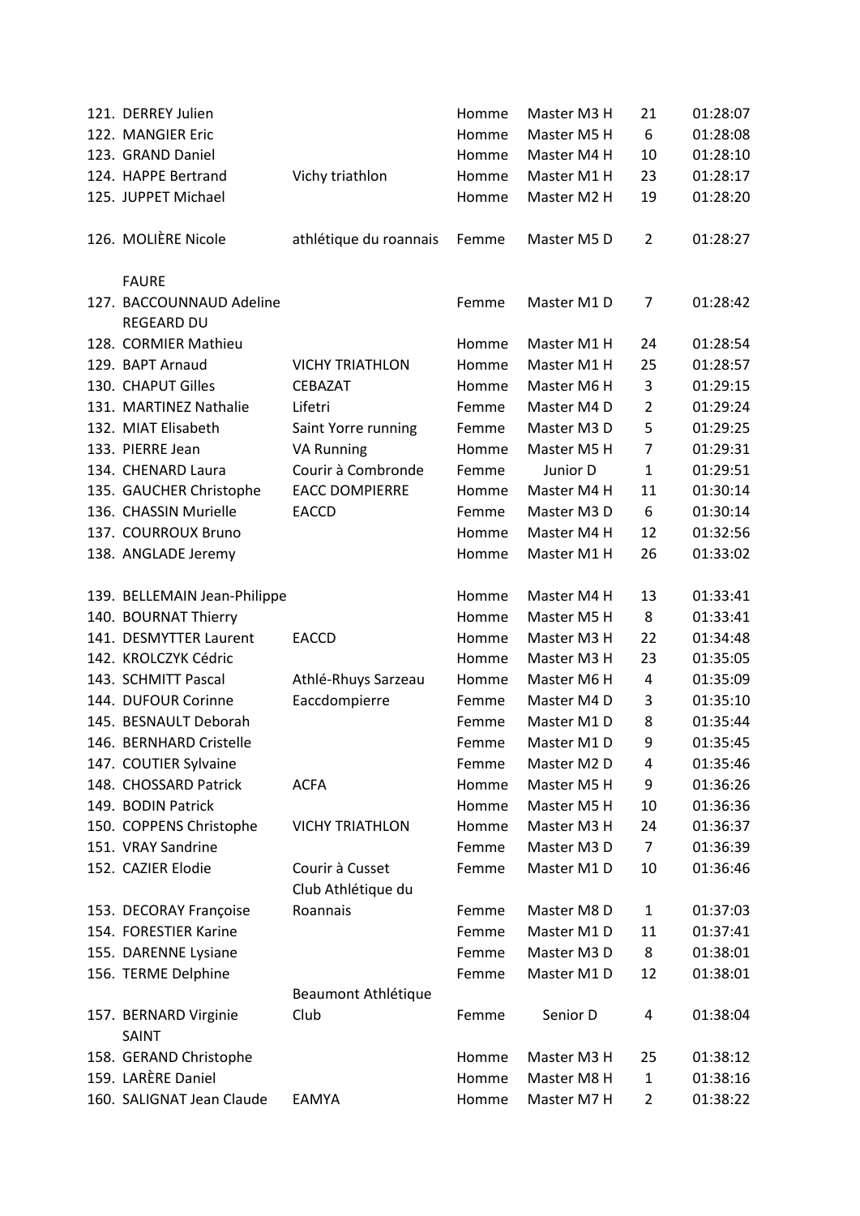| | | | | | | |
|---|---|---|---|---|---|---|
| 121. | DERREY Julien | | Homme | Master M3 H | 21 | 01:28:07 |
| 122. | MANGIER Eric | | Homme | Master M5 H | 6 | 01:28:08 |
| 123. | GRAND Daniel | | Homme | Master M4 H | 10 | 01:28:10 |
| 124. | HAPPE Bertrand | Vichy triathlon | Homme | Master M1 H | 23 | 01:28:17 |
| 125. | JUPPET Michael | | Homme | Master M2 H | 19 | 01:28:20 |
| 126. | MOLIÈRE Nicole | athlétique du roannais | Femme | Master M5 D | 2 | 01:28:27 |
| 127. | FAURE BACCOUNNAUD Adeline | | Femme | Master M1 D | 7 | 01:28:42 |
| 128. | REGEARD DU CORMIER Mathieu | | Homme | Master M1 H | 24 | 01:28:54 |
| 129. | BAPT Arnaud | VICHY TRIATHLON | Homme | Master M1 H | 25 | 01:28:57 |
| 130. | CHAPUT Gilles | CEBAZAT | Homme | Master M6 H | 3 | 01:29:15 |
| 131. | MARTINEZ Nathalie | Lifetri | Femme | Master M4 D | 2 | 01:29:24 |
| 132. | MIAT Elisabeth | Saint Yorre running | Femme | Master M3 D | 5 | 01:29:25 |
| 133. | PIERRE Jean | VA Running | Homme | Master M5 H | 7 | 01:29:31 |
| 134. | CHENARD Laura | Courir à Combronde | Femme | Junior D | 1 | 01:29:51 |
| 135. | GAUCHER Christophe | EACC DOMPIERRE | Homme | Master M4 H | 11 | 01:30:14 |
| 136. | CHASSIN Murielle | EACCD | Femme | Master M3 D | 6 | 01:30:14 |
| 137. | COURROUX Bruno | | Homme | Master M4 H | 12 | 01:32:56 |
| 138. | ANGLADE Jeremy | | Homme | Master M1 H | 26 | 01:33:02 |
| 139. | BELLEMAIN Jean-Philippe | | Homme | Master M4 H | 13 | 01:33:41 |
| 140. | BOURNAT Thierry | | Homme | Master M5 H | 8 | 01:33:41 |
| 141. | DESMYTTER Laurent | EACCD | Homme | Master M3 H | 22 | 01:34:48 |
| 142. | KROLCZYK Cédric | | Homme | Master M3 H | 23 | 01:35:05 |
| 143. | SCHMITT Pascal | Athlé-Rhuys Sarzeau | Homme | Master M6 H | 4 | 01:35:09 |
| 144. | DUFOUR Corinne | Eaccdompierre | Femme | Master M4 D | 3 | 01:35:10 |
| 145. | BESNAULT Deborah | | Femme | Master M1 D | 8 | 01:35:44 |
| 146. | BERNHARD Cristelle | | Femme | Master M1 D | 9 | 01:35:45 |
| 147. | COUTIER Sylvaine | | Femme | Master M2 D | 4 | 01:35:46 |
| 148. | CHOSSARD Patrick | ACFA | Homme | Master M5 H | 9 | 01:36:26 |
| 149. | BODIN Patrick | | Homme | Master M5 H | 10 | 01:36:36 |
| 150. | COPPENS Christophe | VICHY TRIATHLON | Homme | Master M3 H | 24 | 01:36:37 |
| 151. | VRAY Sandrine | | Femme | Master M3 D | 7 | 01:36:39 |
| 152. | CAZIER Elodie | Courir à Cusset | Femme | Master M1 D | 10 | 01:36:46 |
| 153. | DECORAY Françoise | Club Athlétique du Roannais | Femme | Master M8 D | 1 | 01:37:03 |
| 154. | FORESTIER Karine | | Femme | Master M1 D | 11 | 01:37:41 |
| 155. | DARENNE Lysiane | | Femme | Master M3 D | 8 | 01:38:01 |
| 156. | TERME Delphine | | Femme | Master M1 D | 12 | 01:38:01 |
| 157. | BERNARD Virginie | Beaumont Athlétique Club | Femme | Senior D | 4 | 01:38:04 |
| 158. | SAINT GERAND Christophe | | Homme | Master M3 H | 25 | 01:38:12 |
| 159. | LARÈRE Daniel | | Homme | Master M8 H | 1 | 01:38:16 |
| 160. | SALIGNAT Jean Claude | EAMYA | Homme | Master M7 H | 2 | 01:38:22 |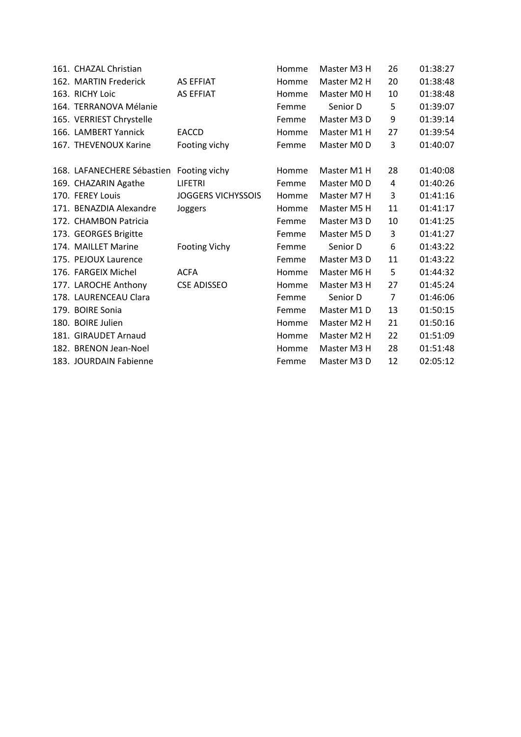| | | | | | | |
|---|---|---|---|---|---|---|
| 161. | CHAZAL Christian | | Homme | Master M3 H | 26 | 01:38:27 |
| 162. | MARTIN Frederick | AS EFFIAT | Homme | Master M2 H | 20 | 01:38:48 |
| 163. | RICHY Loic | AS EFFIAT | Homme | Master M0 H | 10 | 01:38:48 |
| 164. | TERRANOVA Mélanie | | Femme | Senior D | 5 | 01:39:07 |
| 165. | VERRIEST Chrystelle | | Femme | Master M3 D | 9 | 01:39:14 |
| 166. | LAMBERT Yannick | EACCD | Homme | Master M1 H | 27 | 01:39:54 |
| 167. | THEVENOUX Karine | Footing vichy | Femme | Master M0 D | 3 | 01:40:07 |
| 168. | LAFANECHERE Sébastien | Footing vichy | Homme | Master M1 H | 28 | 01:40:08 |
| 169. | CHAZARIN Agathe | LIFETRI | Femme | Master M0 D | 4 | 01:40:26 |
| 170. | FEREY Louis | JOGGERS VICHYSSOIS | Homme | Master M7 H | 3 | 01:41:16 |
| 171. | BENAZDIA Alexandre | Joggers | Homme | Master M5 H | 11 | 01:41:17 |
| 172. | CHAMBON Patricia | | Femme | Master M3 D | 10 | 01:41:25 |
| 173. | GEORGES Brigitte | | Femme | Master M5 D | 3 | 01:41:27 |
| 174. | MAILLET Marine | Footing Vichy | Femme | Senior D | 6 | 01:43:22 |
| 175. | PEJOUX Laurence | | Femme | Master M3 D | 11 | 01:43:22 |
| 176. | FARGEIX Michel | ACFA | Homme | Master M6 H | 5 | 01:44:32 |
| 177. | LAROCHE Anthony | CSE ADISSEO | Homme | Master M3 H | 27 | 01:45:24 |
| 178. | LAURENCEAU Clara | | Femme | Senior D | 7 | 01:46:06 |
| 179. | BOIRE Sonia | | Femme | Master M1 D | 13 | 01:50:15 |
| 180. | BOIRE Julien | | Homme | Master M2 H | 21 | 01:50:16 |
| 181. | GIRAUDET Arnaud | | Homme | Master M2 H | 22 | 01:51:09 |
| 182. | BRENON Jean-Noel | | Homme | Master M3 H | 28 | 01:51:48 |
| 183. | JOURDAIN Fabienne | | Femme | Master M3 D | 12 | 02:05:12 |